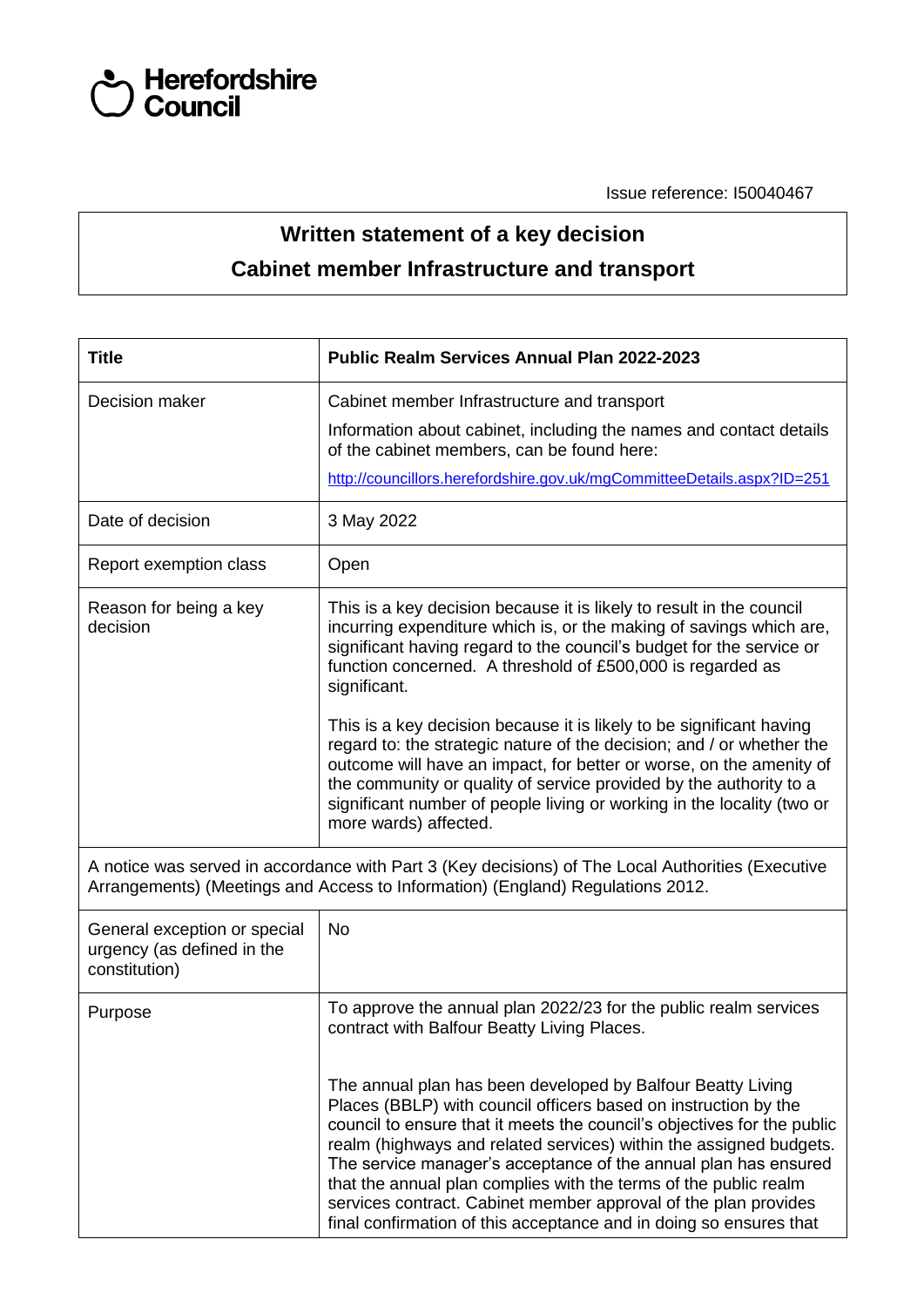Herefordshire Council

Issue reference: I50040467

# Written statement of a key decision

## Cabinet member Infrastructure and transport

| **Title** | **Public Realm Services Annual Plan 2022-2023** |
|---|---|
| Decision maker | Cabinet member Infrastructure and transport<br><br>Information about cabinet, including the names and contact details of the cabinet members, can be found here:<br><br>http://councillors.herefordshire.gov.uk/mgCommitteeDetails.aspx?ID=251 |
| Date of decision | 3 May 2022 |
| Report exemption class | Open |
| Reason for being a key decision | This is a key decision because it is likely to result in the council incurring expenditure which is, or the making of savings which are, significant having regard to the council's budget for the service or function concerned. A threshold of £500,000 is regarded as significant.<br><br>This is a key decision because it is likely to be significant having regard to: the strategic nature of the decision; and / or whether the outcome will have an impact, for better or worse, on the amenity of the community or quality of service provided by the authority to a significant number of people living or working in the locality (two or more wards) affected. |
| A notice was served in accordance with Part 3 (Key decisions) of The Local Authorities (Executive Arrangements) (Meetings and Access to Information) (England) Regulations 2012. | |
| General exception or special urgency (as defined in the constitution) | No |
| Purpose | To approve the annual plan 2022/23 for the public realm services contract with Balfour Beatty Living Places.<br><br>The annual plan has been developed by Balfour Beatty Living Places (BBLP) with council officers based on instruction by the council to ensure that it meets the council's objectives for the public realm (highways and related services) within the assigned budgets. The service manager's acceptance of the annual plan has ensured that the annual plan complies with the terms of the public realm services contract. Cabinet member approval of the plan provides final confirmation of this acceptance and in doing so ensures that |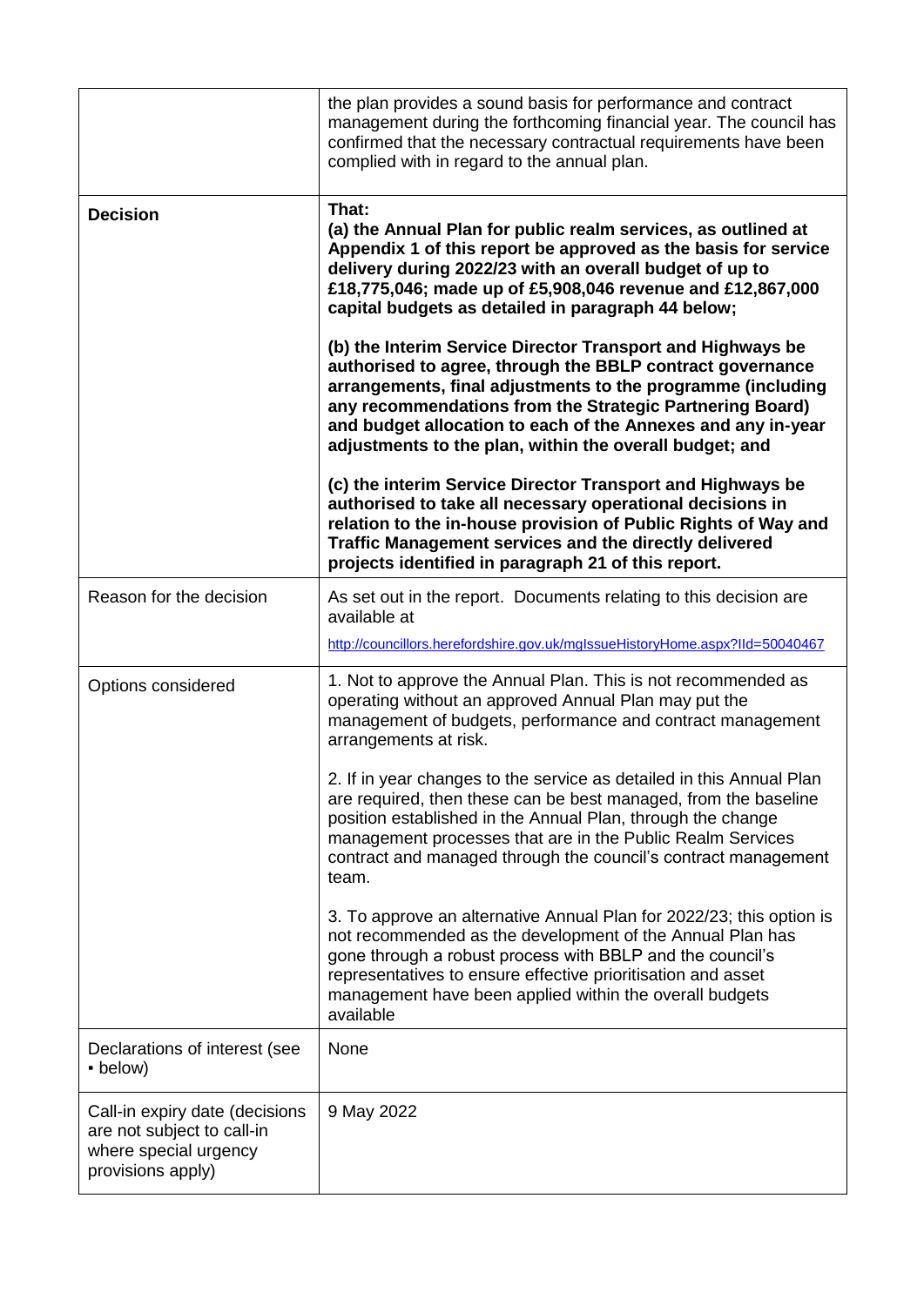| | |
|---|---|
| | the plan provides a sound basis for performance and contract management during the forthcoming financial year. The council has confirmed that the necessary contractual requirements have been complied with in regard to the annual plan. |
| **Decision** | **That:**<br>**(a) the Annual Plan for public realm services, as outlined at Appendix 1 of this report be approved as the basis for service delivery during 2022/23 with an overall budget of up to £18,775,046; made up of £5,908,046 revenue and £12,867,000 capital budgets as detailed in paragraph 44 below;**<br><br>**(b) the Interim Service Director Transport and Highways be authorised to agree, through the BBLP contract governance arrangements, final adjustments to the programme (including any recommendations from the Strategic Partnering Board) and budget allocation to each of the Annexes and any in-year adjustments to the plan, within the overall budget; and**<br><br>**(c) the interim Service Director Transport and Highways be authorised to take all necessary operational decisions in relation to the in-house provision of Public Rights of Way and Traffic Management services and the directly delivered projects identified in paragraph 21 of this report.** |
| Reason for the decision | As set out in the report. Documents relating to this decision are available at<br>http://councillors.herefordshire.gov.uk/mgIssueHistoryHome.aspx?IId=50040467 |
| Options considered | 1. Not to approve the Annual Plan. This is not recommended as operating without an approved Annual Plan may put the management of budgets, performance and contract management arrangements at risk.<br><br>2. If in year changes to the service as detailed in this Annual Plan are required, then these can be best managed, from the baseline position established in the Annual Plan, through the change management processes that are in the Public Realm Services contract and managed through the council's contract management team.<br><br>3. To approve an alternative Annual Plan for 2022/23; this option is not recommended as the development of the Annual Plan has gone through a robust process with BBLP and the council's representatives to ensure effective prioritisation and asset management have been applied within the overall budgets available |
| Declarations of interest (see ▪ below) | None |
| Call-in expiry date (decisions are not subject to call-in where special urgency provisions apply) | 9 May 2022 |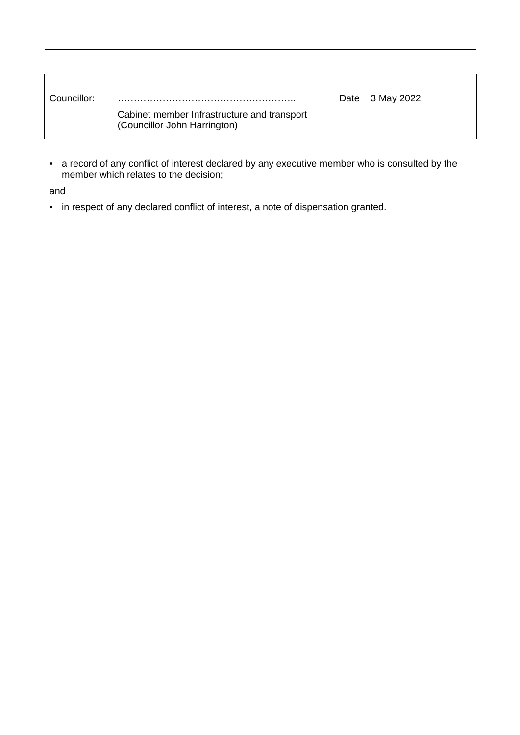| | | | |
|---|---|---|---|
| Councillor: | ………………………………………………... | Date | 3 May 2022 |
| | Cabinet member Infrastructure and transport (Councillor John Harrington) | | |

- a record of any conflict of interest declared by any executive member who is consulted by the member which relates to the decision;

and

- in respect of any declared conflict of interest, a note of dispensation granted.